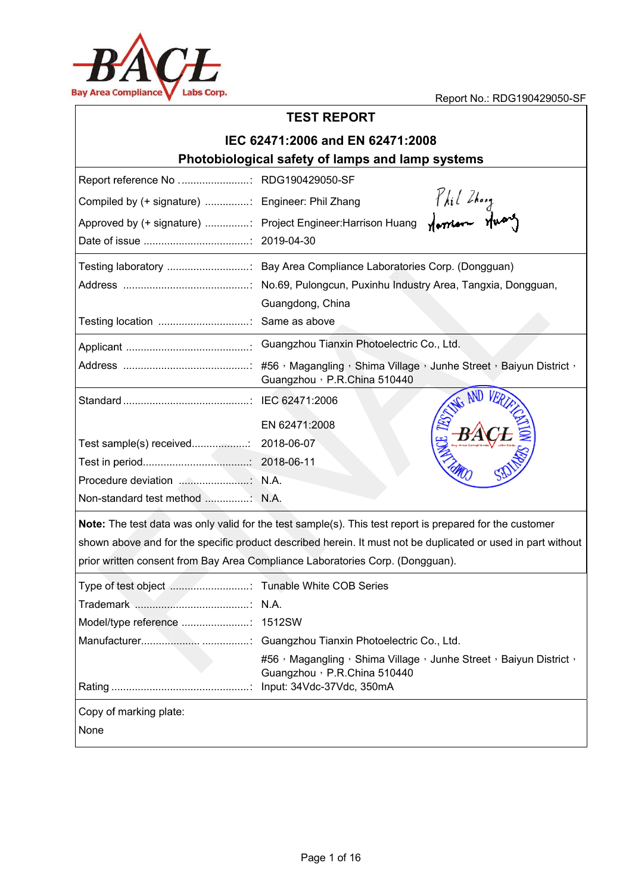Report No.: RDG190429050-SF

# TEST REPORT

## IEC 62471:2006 and EN 62471:2008

## Photobiological safety of lamps and lamp systems

| | |
|---|---|
| Report reference No ........................: | RDG190429050-SF |
| Compiled by (+ signature) ...............: | Engineer: Phil Zhang |
| Approved by (+ signature) ...............: | Project Engineer:Harrison Huang |
| Date of issue ....................................: | 2019-04-30 |
| Testing laboratory ............................: | Bay Area Compliance Laboratories Corp. (Dongguan) |
| Address ...........................................: | No.69, Pulongcun, Puxinhu Industry Area, Tangxia, Dongguan, Guangdong, China |
| Testing location ...............................: | Same as above |
| Applicant ..........................................: | Guangzhou Tianxin Photoelectric Co., Ltd. |
| Address ...........................................: | #56，Magangling，Shima Village，Junhe Street，Baiyun District，Guangzhou，P.R.China 510440 |
| Standard ...........................................: | IEC 62471:2006<br>EN 62471:2008 |
| Test sample(s) received...................: | 2018-06-07 |
| Test in period....................................: | 2018-06-11 |
| Procedure deviation ........................: | N.A. |
| Non-standard test method ...............: | N.A. |

**Note:** The test data was only valid for the test sample(s). This test report is prepared for the customer shown above and for the specific product described herein. It must not be duplicated or used in part without prior written consent from Bay Area Compliance Laboratories Corp. (Dongguan).

| | |
|---|---|
| Type of test object ...........................: | Tunable White COB Series |
| Trademark .......................................: | N.A. |
| Model/type reference .......................: | 1512SW |
| Manufacturer.................... ................: | Guangzhou Tianxin Photoelectric Co., Ltd.<br>#56，Magangling，Shima Village，Junhe Street，Baiyun District，Guangzhou，P.R.China 510440 |
| Rating ...............................................: | Input: 34Vdc-37Vdc, 350mA |

Copy of marking plate:

None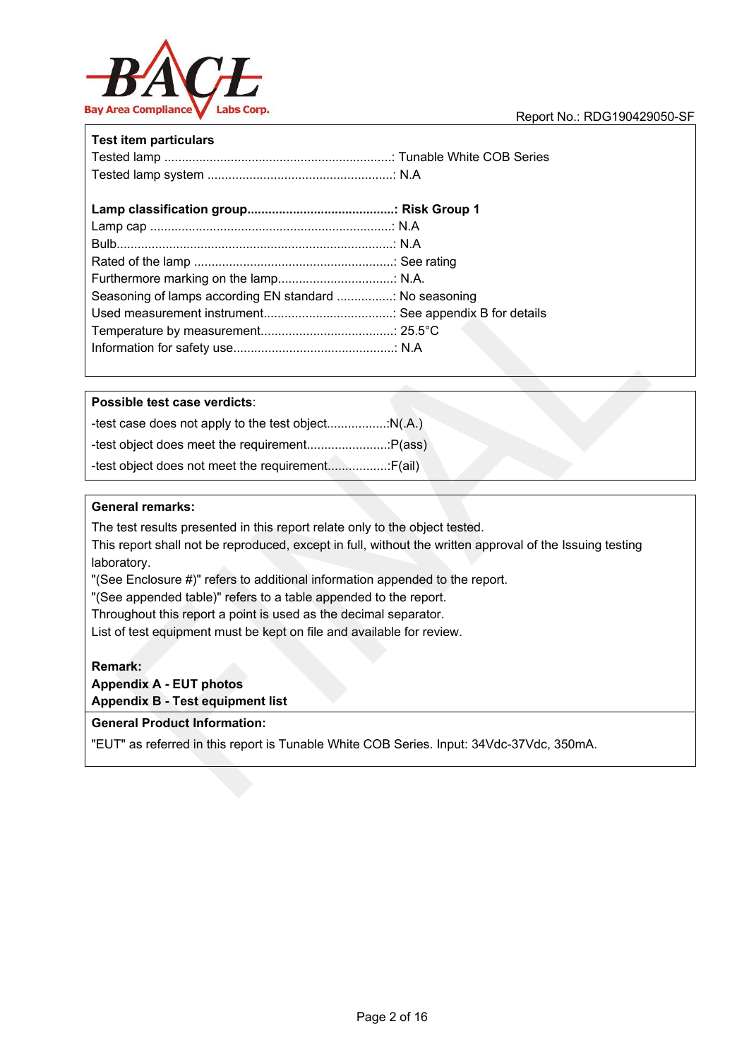**Test item particulars**

Tested lamp ................................................................: Tunable White COB Series
Tested lamp system ....................................................: N.A

**Lamp classification group..........................................: Risk Group 1**
Lamp cap ....................................................................: N.A
Bulb..............................................................................: N.A
Rated of the lamp .........................................................: See rating
Furthermore marking on the lamp.................................: N.A.
Seasoning of lamps according EN standard ................: No seasoning
Used measurement instrument.....................................: See appendix B for details
Temperature by measurement......................................: 25.5°C
Information for safety use..............................................: N.A

**Possible test case verdicts**:

-test case does not apply to the test object.................:N(.A.)
-test object does meet the requirement.......................:P(ass)
-test object does not meet the requirement.................:F(ail)

**General remarks:**

The test results presented in this report relate only to the object tested.
This report shall not be reproduced, except in full, without the written approval of the Issuing testing laboratory.
"(See Enclosure #)" refers to additional information appended to the report.
"(See appended table)" refers to a table appended to the report.
Throughout this report a point is used as the decimal separator.
List of test equipment must be kept on file and available for review.

**Remark:**
**Appendix A - EUT photos**
**Appendix B - Test equipment list**

**General Product Information:**

"EUT" as referred in this report is Tunable White COB Series. Input: 34Vdc-37Vdc, 350mA.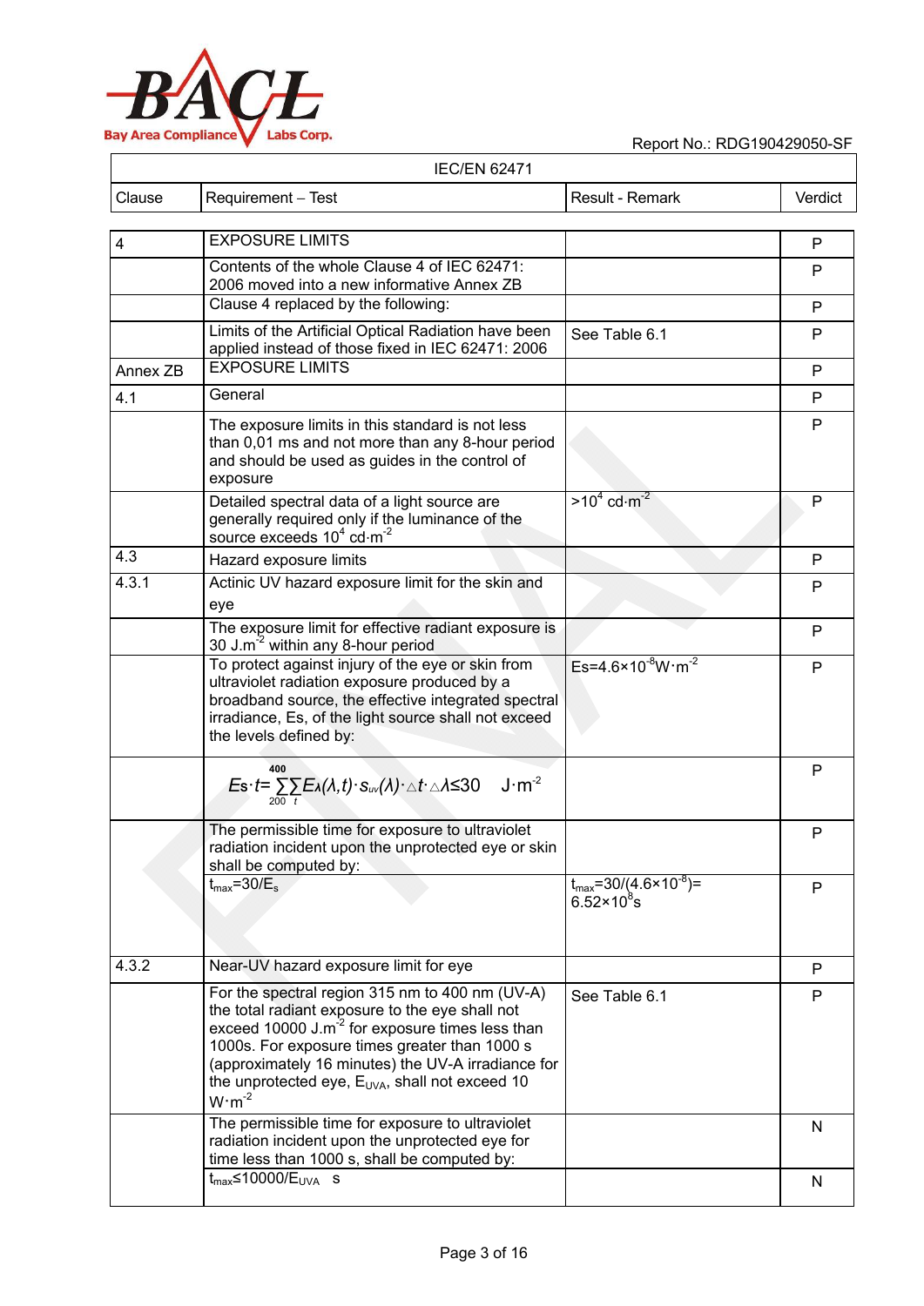| IEC/EN 62471 | | | |
|---|---|---|---|
| Clause | Requirement – Test | Result - Remark | Verdict |
| 4 | EXPOSURE LIMITS | | P |
| | Contents of the whole Clause 4 of IEC 62471: 2006 moved into a new informative Annex ZB | | P |
| | Clause 4 replaced by the following: | | P |
| | Limits of the Artificial Optical Radiation have been applied instead of those fixed in IEC 62471: 2006 | See Table 6.1 | P |
| Annex ZB | EXPOSURE LIMITS | | P |
| 4.1 | General | | P |
| | The exposure limits in this standard is not less than 0,01 ms and not more than any 8-hour period and should be used as guides in the control of exposure | | P |
| | Detailed spectral data of a light source are generally required only if the luminance of the source exceeds $10^4$ cd·m$^{-2}$ | >$10^4$ cd·m$^{-2}$ | P |
| 4.3 | Hazard exposure limits | | P |
| 4.3.1 | Actinic UV hazard exposure limit for the skin and eye | | P |
| | The exposure limit for effective radiant exposure is 30 J.m$^{-2}$ within any 8-hour period | | P |
| | To protect against injury of the eye or skin from ultraviolet radiation exposure produced by a broadband source, the effective integrated spectral irradiance, Es, of the light source shall not exceed the levels defined by: | Es=4.6×10$^{-8}$W·m$^{-2}$ | P |
| | $E_S \cdot t = \sum_{200}^{400} \sum_{t} E_\lambda(\lambda,t) \cdot s_{uv}(\lambda) \cdot \Delta t \cdot \Delta\lambda \leq 30 \quad J \cdot m^{-2}$ | | P |
| | The permissible time for exposure to ultraviolet radiation incident upon the unprotected eye or skin shall be computed by: | | P |
| | $t_{max}=30/E_s$ | $t_{max}=30/(4.6\times10^{-8})=6.52\times10^{8}$s | P |
| 4.3.2 | Near-UV hazard exposure limit for eye | | P |
| | For the spectral region 315 nm to 400 nm (UV-A) the total radiant exposure to the eye shall not exceed 10000 J.m$^{-2}$ for exposure times less than 1000s. For exposure times greater than 1000 s (approximately 16 minutes) the UV-A irradiance for the unprotected eye, $E_{UVA}$, shall not exceed 10 W·m$^{-2}$ | See Table 6.1 | P |
| | The permissible time for exposure to ultraviolet radiation incident upon the unprotected eye for time less than 1000 s, shall be computed by: | | N |
| | $t_{max} \leq 10000/E_{UVA}$ s | | N |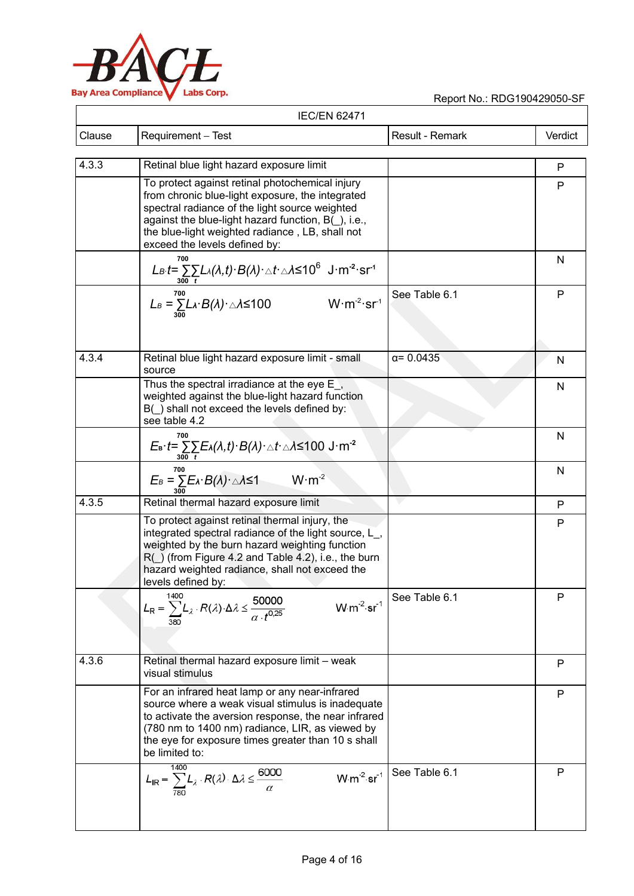| IEC/EN 62471 | | | |
|---|---|---|---|
| Clause | Requirement – Test | Result - Remark | Verdict |
| 4.3.3 | Retinal blue light hazard exposure limit | | P |
| | To protect against retinal photochemical injury from chronic blue-light exposure, the integrated spectral radiance of the light source weighted against the blue-light hazard function, B(_), i.e., the blue-light weighted radiance , LB, shall not exceed the levels defined by: | | P |
| | $L_B \cdot t = \sum_{300}^{700} \sum_{t} L_\lambda(\lambda,t) \cdot B(\lambda) \cdot \triangle t \cdot \triangle \lambda \leq 10^6 \ \mathrm{J \cdot m^{-2} \cdot sr^{-1}}$ | | N |
| | $L_B = \sum_{300}^{700} L_\lambda \cdot B(\lambda) \cdot \triangle \lambda \leq 100 \quad \mathrm{W \cdot m^{-2} \cdot sr^{-1}}$ | See Table 6.1 | P |
| 4.3.4 | Retinal blue light hazard exposure limit - small source | α= 0.0435 | N |
| | Thus the spectral irradiance at the eye E_, weighted against the blue-light hazard function B(_) shall not exceed the levels defined by: see table 4.2 | | N |
| | $E_B \cdot t = \sum_{300}^{700} \sum_{t} E_\lambda(\lambda,t) \cdot B(\lambda) \cdot \triangle t \cdot \triangle \lambda \leq 100 \ \mathrm{J \cdot m^{-2}}$ | | N |
| | $E_B = \sum_{300}^{700} E_\lambda \cdot B(\lambda) \cdot \triangle \lambda \leq 1 \quad \mathrm{W \cdot m^{-2}}$ | | N |
| 4.3.5 | Retinal thermal hazard exposure limit | | P |
| | To protect against retinal thermal injury, the integrated spectral radiance of the light source, L_, weighted by the burn hazard weighting function R(_) (from Figure 4.2 and Table 4.2), i.e., the burn hazard weighted radiance, shall not exceed the levels defined by: | | P |
| | $L_R = \sum_{380}^{1400} L_\lambda \cdot R(\lambda) \cdot \Delta\lambda \leq \frac{50000}{\alpha \cdot t^{0,25}} \quad \mathrm{W \cdot m^{-2} \cdot sr^{-1}}$ | See Table 6.1 | P |
| 4.3.6 | Retinal thermal hazard exposure limit – weak visual stimulus | | P |
| | For an infrared heat lamp or any near-infrared source where a weak visual stimulus is inadequate to activate the aversion response, the near infrared (780 nm to 1400 nm) radiance, LIR, as viewed by the eye for exposure times greater than 10 s shall be limited to: | | P |
| | $L_{IR} = \sum_{780}^{1400} L_\lambda \cdot R(\lambda) \cdot \Delta\lambda \leq \frac{6000}{\alpha} \quad \mathrm{W \cdot m^{-2} \cdot sr^{-1}}$ | See Table 6.1 | P |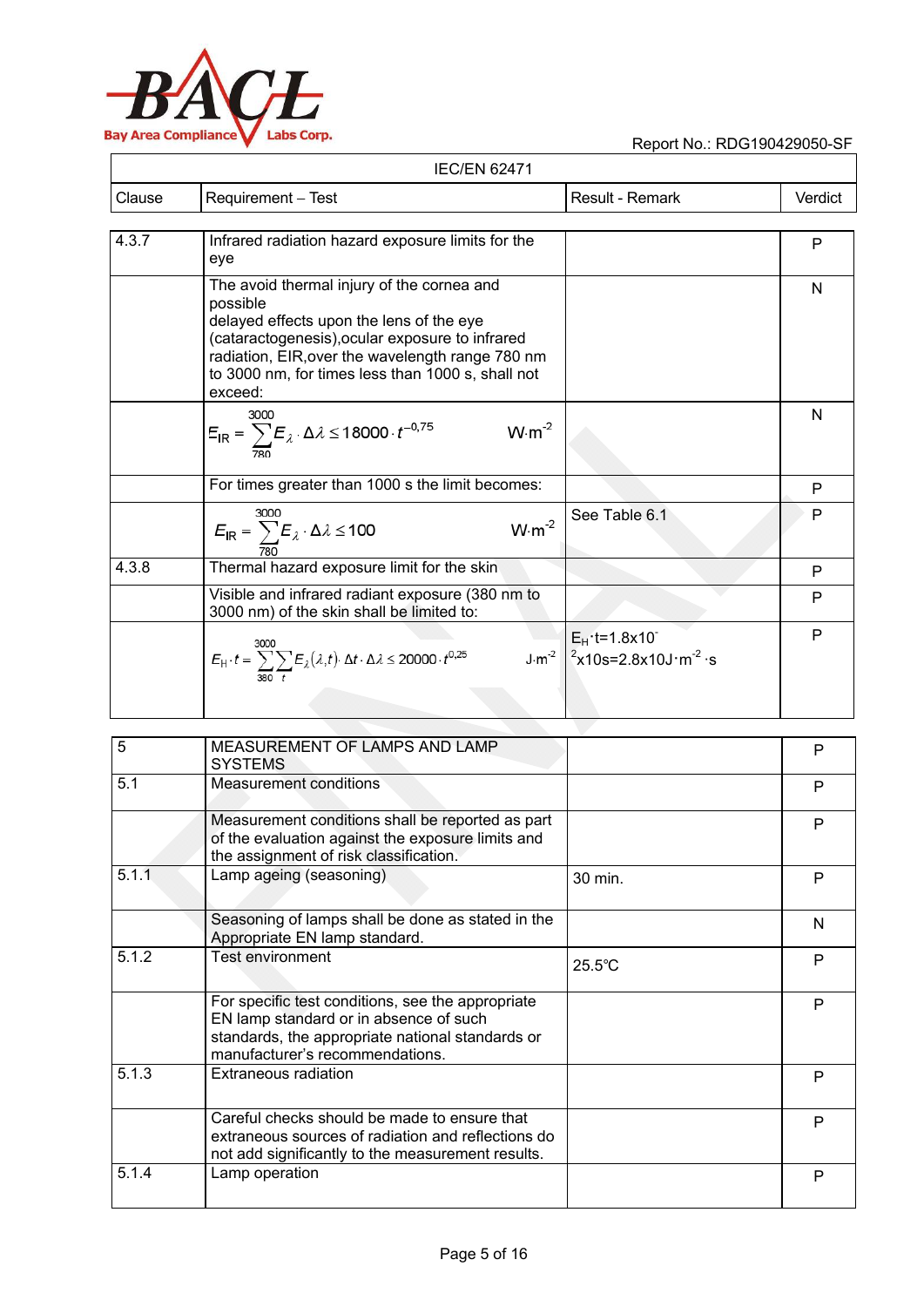| IEC/EN 62471 | | | |
|---|---|---|---|
| Clause | Requirement – Test | Result - Remark | Verdict |
| 4.3.7 | Infrared radiation hazard exposure limits for the eye | | P |
| | The avoid thermal injury of the cornea and possible delayed effects upon the lens of the eye (cataractogenesis),ocular exposure to infrared radiation, EIR,over the wavelength range 780 nm to 3000 nm, for times less than 1000 s, shall not exceed: | | N |
| | $E_{IR} = \sum_{780}^{3000} E_\lambda \cdot \Delta\lambda \le 18000 \cdot t^{-0,75}$ W·m$^{-2}$ | | N |
| | For times greater than 1000 s the limit becomes: | | P |
| | $E_{IR} = \sum_{780}^{3000} E_\lambda \cdot \Delta\lambda \le 100$ W·m$^{-2}$ | See Table 6.1 | P |
| 4.3.8 | Thermal hazard exposure limit for the skin | | P |
| | Visible and infrared radiant exposure (380 nm to 3000 nm) of the skin shall be limited to: | | P |
| | $E_H \cdot t = \sum_{380}^{3000} \sum_{t} E_\lambda(\lambda,t) \cdot \Delta t \cdot \Delta\lambda \le 20000 \cdot t^{0,25}$ J·m$^{-2}$ | $E_H \cdot t=1.8x10^{-2}x10s=2.8x10J \cdot m^{-2} \cdot s$ | P |

| | | | |
|---|---|---|---|
| 5 | MEASUREMENT OF LAMPS AND LAMP SYSTEMS | | P |
| 5.1 | Measurement conditions | | P |
| | Measurement conditions shall be reported as part of the evaluation against the exposure limits and the assignment of risk classification. | | P |
| 5.1.1 | Lamp ageing (seasoning) | 30 min. | P |
| | Seasoning of lamps shall be done as stated in the Appropriate EN lamp standard. | | N |
| 5.1.2 | Test environment | 25.5℃ | P |
| | For specific test conditions, see the appropriate EN lamp standard or in absence of such standards, the appropriate national standards or manufacturer's recommendations. | | P |
| 5.1.3 | Extraneous radiation | | P |
| | Careful checks should be made to ensure that extraneous sources of radiation and reflections do not add significantly to the measurement results. | | P |
| 5.1.4 | Lamp operation | | P |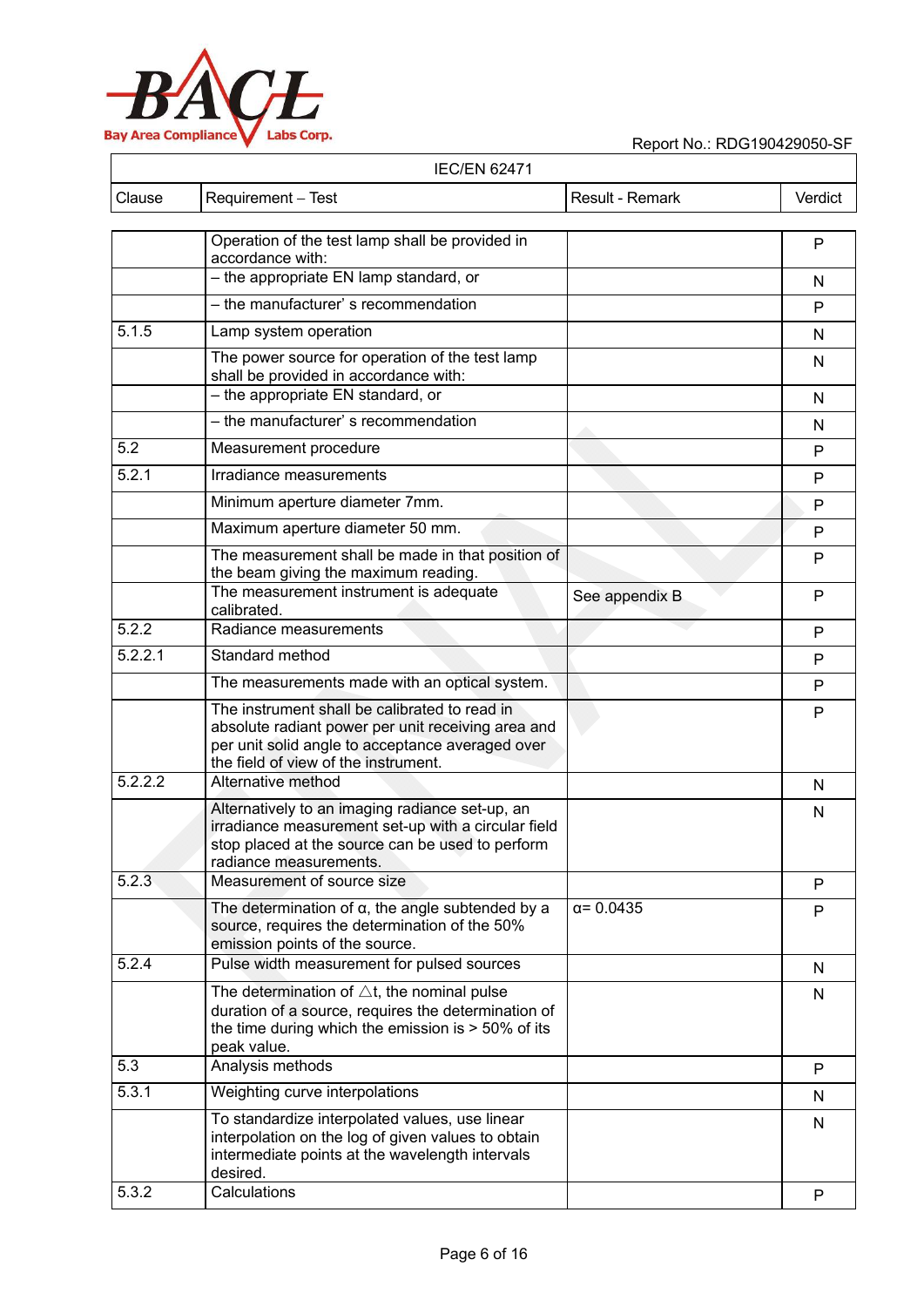| IEC/EN 62471 | | | |
|---|---|---|---|
| Clause | Requirement – Test | Result - Remark | Verdict |
| | Operation of the test lamp shall be provided in accordance with: | | P |
| | – the appropriate EN lamp standard, or | | N |
| | – the manufacturer' s recommendation | | P |
| 5.1.5 | Lamp system operation | | N |
| | The power source for operation of the test lamp shall be provided in accordance with: | | N |
| | – the appropriate EN standard, or | | N |
| | – the manufacturer' s recommendation | | N |
| 5.2 | Measurement procedure | | P |
| 5.2.1 | Irradiance measurements | | P |
| | Minimum aperture diameter 7mm. | | P |
| | Maximum aperture diameter 50 mm. | | P |
| | The measurement shall be made in that position of the beam giving the maximum reading. | | P |
| | The measurement instrument is adequate calibrated. | See appendix B | P |
| 5.2.2 | Radiance measurements | | P |
| 5.2.2.1 | Standard method | | P |
| | The measurements made with an optical system. | | P |
| | The instrument shall be calibrated to read in absolute radiant power per unit receiving area and per unit solid angle to acceptance averaged over the field of view of the instrument. | | P |
| 5.2.2.2 | Alternative method | | N |
| | Alternatively to an imaging radiance set-up, an irradiance measurement set-up with a circular field stop placed at the source can be used to perform radiance measurements. | | N |
| 5.2.3 | Measurement of source size | | P |
| | The determination of α, the angle subtended by a source, requires the determination of the 50% emission points of the source. | α= 0.0435 | P |
| 5.2.4 | Pulse width measurement for pulsed sources | | N |
| | The determination of $\triangle$t, the nominal pulse duration of a source, requires the determination of the time during which the emission is > 50% of its peak value. | | N |
| 5.3 | Analysis methods | | P |
| 5.3.1 | Weighting curve interpolations | | N |
| | To standardize interpolated values, use linear interpolation on the log of given values to obtain intermediate points at the wavelength intervals desired. | | N |
| 5.3.2 | Calculations | | P |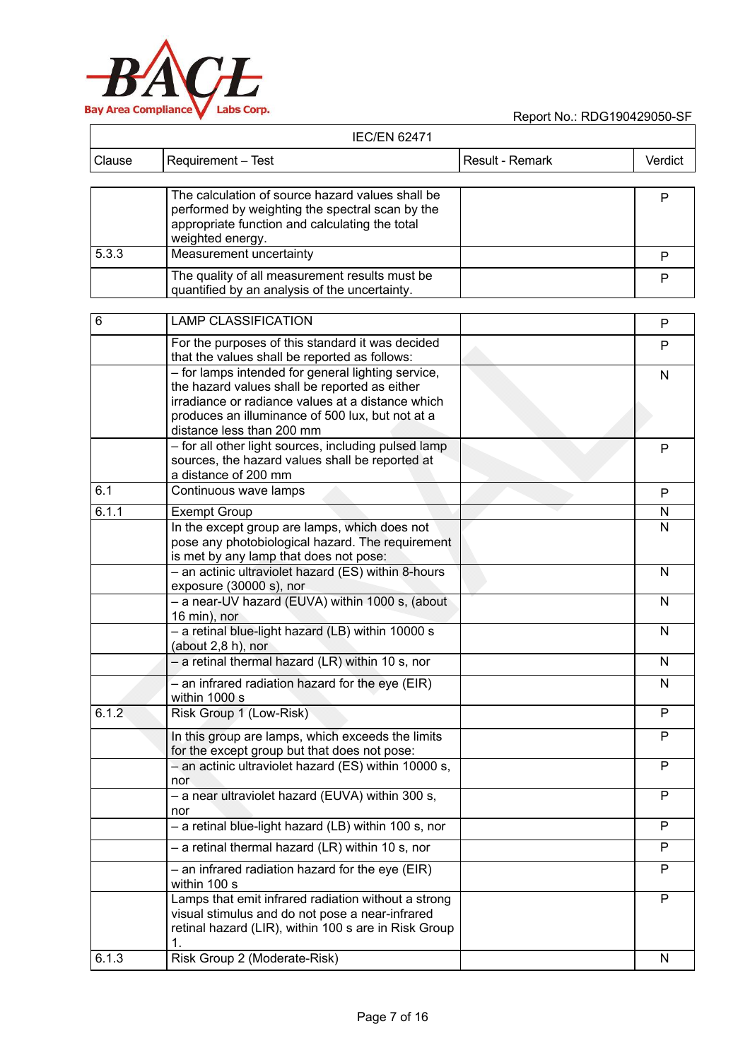| IEC/EN 62471 | | | |
|---|---|---|---|
| Clause | Requirement – Test | Result - Remark | Verdict |
| | The calculation of source hazard values shall be performed by weighting the spectral scan by the appropriate function and calculating the total weighted energy. | | P |
| 5.3.3 | Measurement uncertainty | | P |
| | The quality of all measurement results must be quantified by an analysis of the uncertainty. | | P |
| 6 | LAMP CLASSIFICATION | | P |
| | For the purposes of this standard it was decided that the values shall be reported as follows: | | P |
| | – for lamps intended for general lighting service, the hazard values shall be reported as either irradiance or radiance values at a distance which produces an illuminance of 500 lux, but not at a distance less than 200 mm | | N |
| | – for all other light sources, including pulsed lamp sources, the hazard values shall be reported at a distance of 200 mm | | P |
| 6.1 | Continuous wave lamps | | P |
| 6.1.1 | Exempt Group | | N |
| | In the except group are lamps, which does not pose any photobiological hazard. The requirement is met by any lamp that does not pose: | | N |
| | – an actinic ultraviolet hazard (ES) within 8-hours exposure (30000 s), nor | | N |
| | – a near-UV hazard (EUVA) within 1000 s, (about 16 min), nor | | N |
| | – a retinal blue-light hazard (LB) within 10000 s (about 2,8 h), nor | | N |
| | – a retinal thermal hazard (LR) within 10 s, nor | | N |
| | – an infrared radiation hazard for the eye (EIR) within 1000 s | | N |
| 6.1.2 | Risk Group 1 (Low-Risk) | | P |
| | In this group are lamps, which exceeds the limits for the except group but that does not pose: | | P |
| | – an actinic ultraviolet hazard (ES) within 10000 s, nor | | P |
| | – a near ultraviolet hazard (EUVA) within 300 s, nor | | P |
| | – a retinal blue-light hazard (LB) within 100 s, nor | | P |
| | – a retinal thermal hazard (LR) within 10 s, nor | | P |
| | – an infrared radiation hazard for the eye (EIR) within 100 s | | P |
| | Lamps that emit infrared radiation without a strong visual stimulus and do not pose a near-infrared retinal hazard (LIR), within 100 s are in Risk Group 1. | | P |
| 6.1.3 | Risk Group 2 (Moderate-Risk) | | N |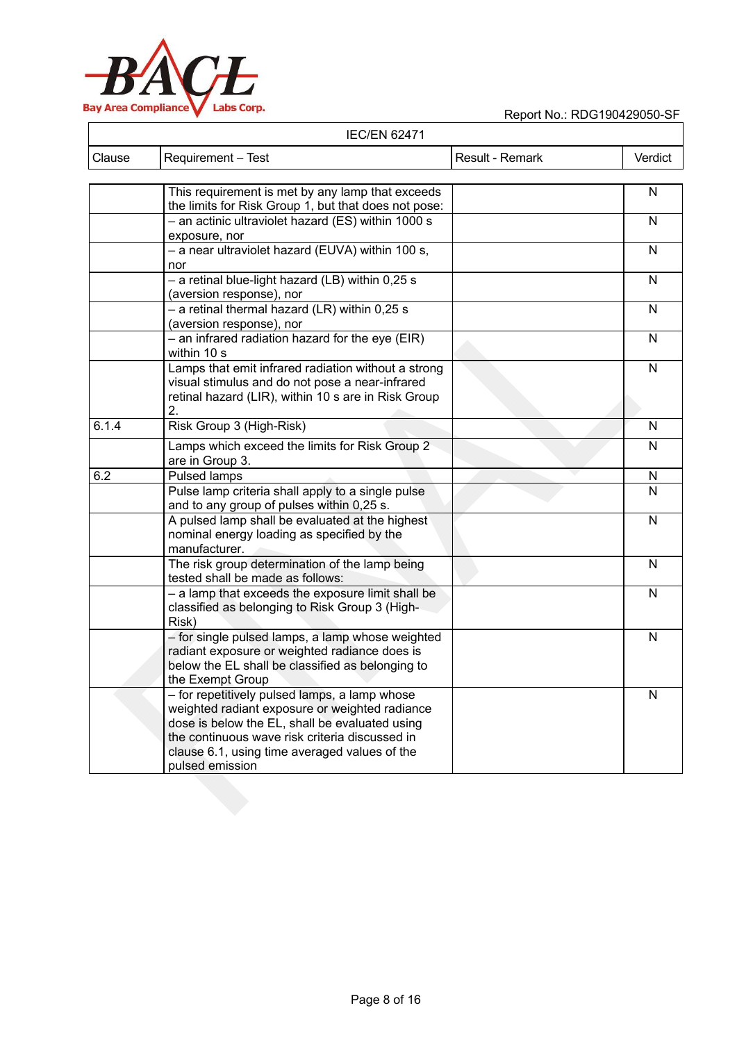| IEC/EN 62471 | | | |
|---|---|---|---|
| Clause | Requirement – Test | Result - Remark | Verdict |
| | This requirement is met by any lamp that exceeds the limits for Risk Group 1, but that does not pose: | | N |
| | – an actinic ultraviolet hazard (ES) within 1000 s exposure, nor | | N |
| | – a near ultraviolet hazard (EUVA) within 100 s, nor | | N |
| | – a retinal blue-light hazard (LB) within 0,25 s (aversion response), nor | | N |
| | – a retinal thermal hazard (LR) within 0,25 s (aversion response), nor | | N |
| | – an infrared radiation hazard for the eye (EIR) within 10 s | | N |
| | Lamps that emit infrared radiation without a strong visual stimulus and do not pose a near-infrared retinal hazard (LIR), within 10 s are in Risk Group 2. | | N |
| 6.1.4 | Risk Group 3 (High-Risk) | | N |
| | Lamps which exceed the limits for Risk Group 2 are in Group 3. | | N |
| 6.2 | Pulsed lamps | | N |
| | Pulse lamp criteria shall apply to a single pulse and to any group of pulses within 0,25 s. | | N |
| | A pulsed lamp shall be evaluated at the highest nominal energy loading as specified by the manufacturer. | | N |
| | The risk group determination of the lamp being tested shall be made as follows: | | N |
| | – a lamp that exceeds the exposure limit shall be classified as belonging to Risk Group 3 (High-Risk) | | N |
| | – for single pulsed lamps, a lamp whose weighted radiant exposure or weighted radiance does is below the EL shall be classified as belonging to the Exempt Group | | N |
| | – for repetitively pulsed lamps, a lamp whose weighted radiant exposure or weighted radiance dose is below the EL, shall be evaluated using the continuous wave risk criteria discussed in clause 6.1, using time averaged values of the pulsed emission | | N |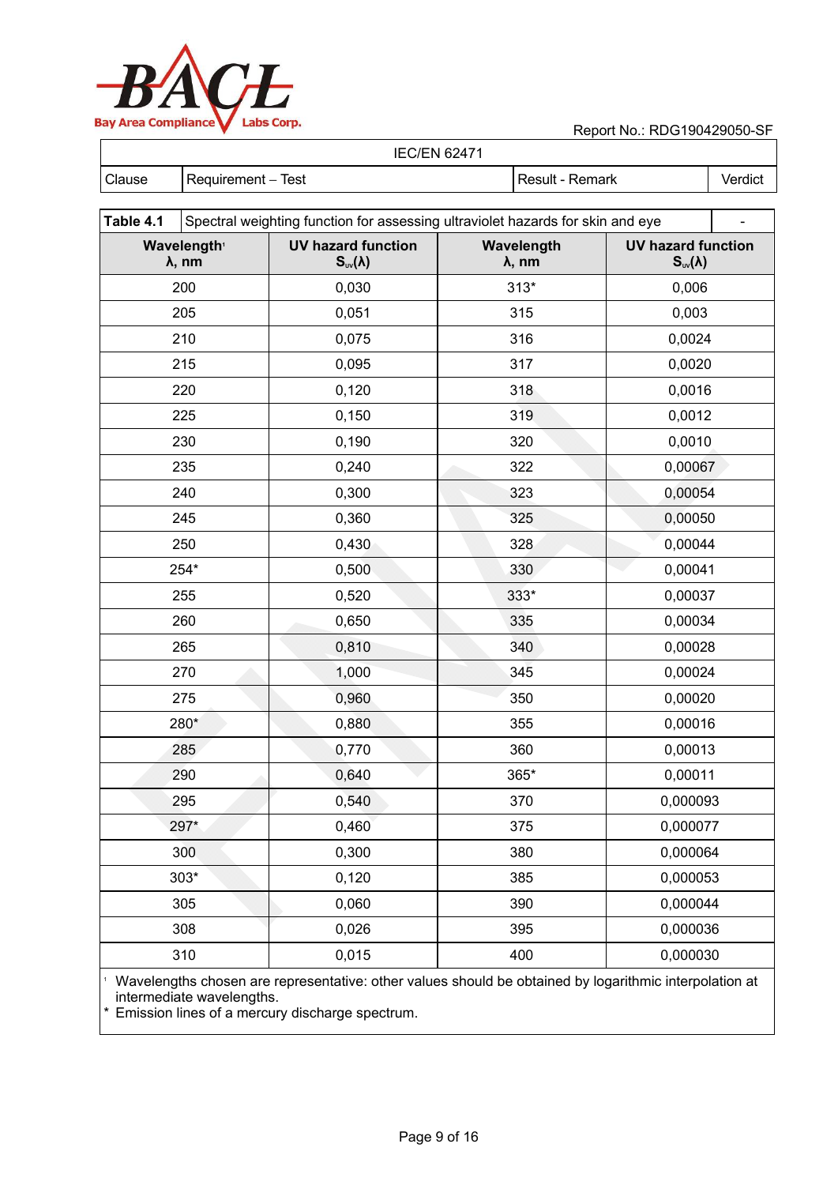| IEC/EN 62471 | | | |
|---|---|---|---|
| Clause | Requirement – Test | Result - Remark | Verdict |

| Table 4.1 | Spectral weighting function for assessing ultraviolet hazards for skin and eye | | - |
|---|---|---|---|
| **Wavelength[1] λ, nm** | **UV hazard function $S_{uv}(\lambda)$** | **Wavelength λ, nm** | **UV hazard function $S_{uv}(\lambda)$** |
| 200 | 0,030 | 313* | 0,006 |
| 205 | 0,051 | 315 | 0,003 |
| 210 | 0,075 | 316 | 0,0024 |
| 215 | 0,095 | 317 | 0,0020 |
| 220 | 0,120 | 318 | 0,0016 |
| 225 | 0,150 | 319 | 0,0012 |
| 230 | 0,190 | 320 | 0,0010 |
| 235 | 0,240 | 322 | 0,00067 |
| 240 | 0,300 | 323 | 0,00054 |
| 245 | 0,360 | 325 | 0,00050 |
| 250 | 0,430 | 328 | 0,00044 |
| 254* | 0,500 | 330 | 0,00041 |
| 255 | 0,520 | 333* | 0,00037 |
| 260 | 0,650 | 335 | 0,00034 |
| 265 | 0,810 | 340 | 0,00028 |
| 270 | 1,000 | 345 | 0,00024 |
| 275 | 0,960 | 350 | 0,00020 |
| 280* | 0,880 | 355 | 0,00016 |
| 285 | 0,770 | 360 | 0,00013 |
| 290 | 0,640 | 365* | 0,00011 |
| 295 | 0,540 | 370 | 0,000093 |
| 297* | 0,460 | 375 | 0,000077 |
| 300 | 0,300 | 380 | 0,000064 |
| 303* | 0,120 | 385 | 0,000053 |
| 305 | 0,060 | 390 | 0,000044 |
| 308 | 0,026 | 395 | 0,000036 |
| 310 | 0,015 | 400 | 0,000030 |

[1] Wavelengths chosen are representative: other values should be obtained by logarithmic interpolation at intermediate wavelengths.

\* Emission lines of a mercury discharge spectrum.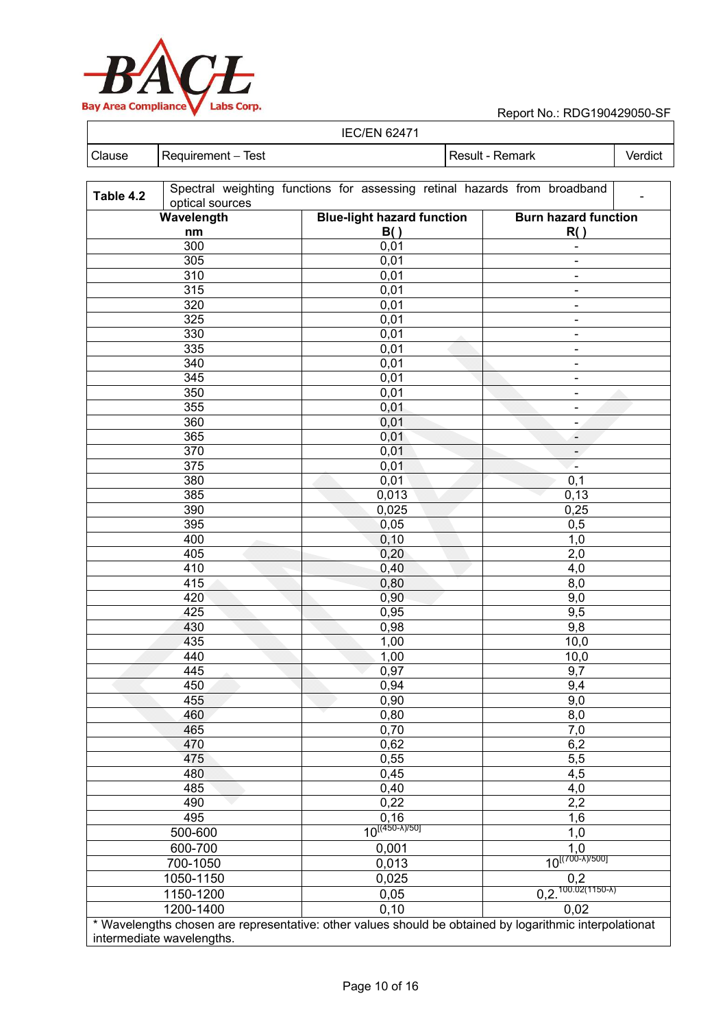| IEC/EN 62471 | | | |
|---|---|---|---|
| Clause | Requirement – Test | Result - Remark | Verdict |

| Table 4.2 | Spectral weighting functions for assessing retinal hazards from broadband optical sources | | - |
|---|---|---|---|
| **Wavelength nm** | **Blue-light hazard function B( )** | **Burn hazard function R( )** | |
| 300 | 0,01 | - | |
| 305 | 0,01 | - | |
| 310 | 0,01 | - | |
| 315 | 0,01 | - | |
| 320 | 0,01 | - | |
| 325 | 0,01 | - | |
| 330 | 0,01 | - | |
| 335 | 0,01 | - | |
| 340 | 0,01 | - | |
| 345 | 0,01 | - | |
| 350 | 0,01 | - | |
| 355 | 0,01 | - | |
| 360 | 0,01 | - | |
| 365 | 0,01 | - | |
| 370 | 0,01 | - | |
| 375 | 0,01 | - | |
| 380 | 0,01 | 0,1 | |
| 385 | 0,013 | 0,13 | |
| 390 | 0,025 | 0,25 | |
| 395 | 0,05 | 0,5 | |
| 400 | 0,10 | 1,0 | |
| 405 | 0,20 | 2,0 | |
| 410 | 0,40 | 4,0 | |
| 415 | 0,80 | 8,0 | |
| 420 | 0,90 | 9,0 | |
| 425 | 0,95 | 9,5 | |
| 430 | 0,98 | 9,8 | |
| 435 | 1,00 | 10,0 | |
| 440 | 1,00 | 10,0 | |
| 445 | 0,97 | 9,7 | |
| 450 | 0,94 | 9,4 | |
| 455 | 0,90 | 9,0 | |
| 460 | 0,80 | 8,0 | |
| 465 | 0,70 | 7,0 | |
| 470 | 0,62 | 6,2 | |
| 475 | 0,55 | 5,5 | |
| 480 | 0,45 | 4,5 | |
| 485 | 0,40 | 4,0 | |
| 490 | 0,22 | 2,2 | |
| 495 | 0,16 | 1,6 | |
| 500-600 | $10^{[(450-\lambda)/50]}$ | 1,0 | |
| 600-700 | 0,001 | 1,0 | |
| 700-1050 | 0,013 | $10^{[(700-\lambda)/500]}$ | |
| 1050-1150 | 0,025 | 0,2 | |
| 1150-1200 | 0,05 | $0,2 \cdot 10^{0.02(1150-\lambda)}$ | |
| 1200-1400 | 0,10 | 0,02 | |

* Wavelengths chosen are representative: other values should be obtained by logarithmic interpolationat intermediate wavelengths.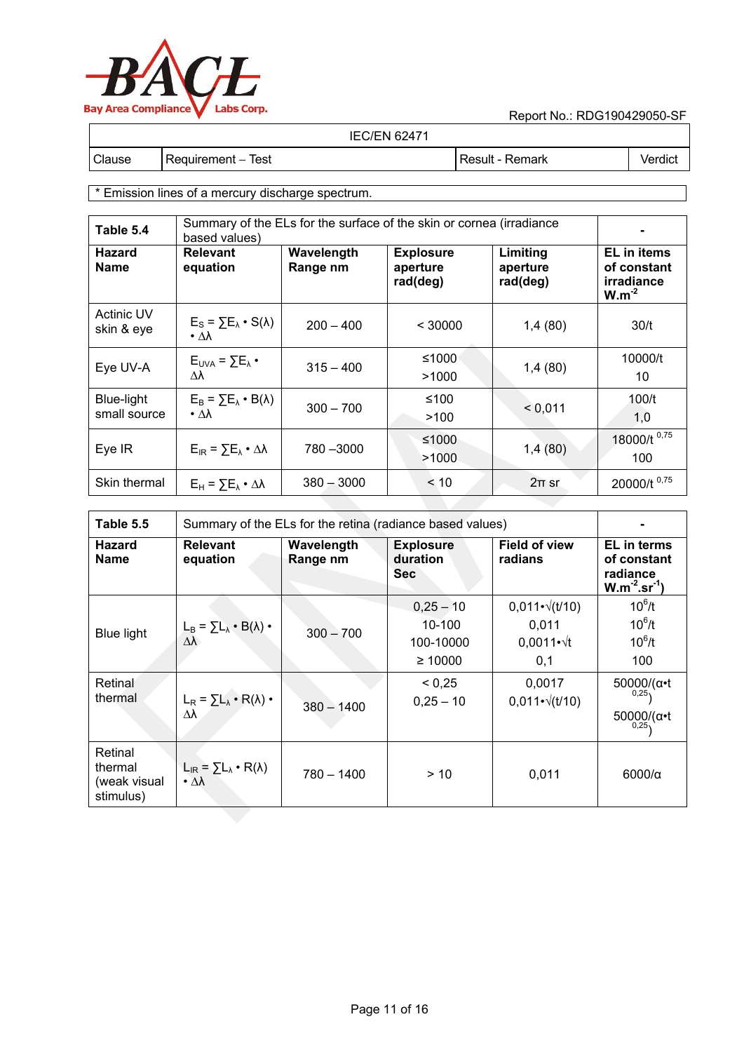| IEC/EN 62471 | | | |
|---|---|---|---|
| Clause | Requirement – Test | Result - Remark | Verdict |

* Emission lines of a mercury discharge spectrum.

| Table 5.4 | Summary of the ELs for the surface of the skin or cornea (irradiance based values) | | | | - |
|---|---|---|---|---|---|
| **Hazard Name** | **Relevant equation** | **Wavelength Range nm** | **Explosure aperture rad(deg)** | **Limiting aperture rad(deg)** | **EL in items of constant irradiance W.m$^{-2}$** |
| Actinic UV skin & eye | $E_S = \sum E_\lambda \cdot S(\lambda) \cdot \Delta\lambda$ | 200 – 400 | < 30000 | 1,4 (80) | 30/t |
| Eye UV-A | $E_{UVA} = \sum E_\lambda \cdot \Delta\lambda$ | 315 – 400 | ≤1000<br>>1000 | 1,4 (80) | 10000/t<br>10 |
| Blue-light small source | $E_B = \sum E_\lambda \cdot B(\lambda) \cdot \Delta\lambda$ | 300 – 700 | ≤100<br>>100 | < 0,011 | 100/t<br>1,0 |
| Eye IR | $E_{IR} = \sum E_\lambda \cdot \Delta\lambda$ | 780 –3000 | ≤1000<br>>1000 | 1,4 (80) | 18000/t $^{0,75}$<br>100 |
| Skin thermal | $E_H = \sum E_\lambda \cdot \Delta\lambda$ | 380 – 3000 | < 10 | 2π sr | 20000/t $^{0,75}$ |

| Table 5.5 | Summary of the ELs for the retina (radiance based values) | | | | - |
|---|---|---|---|---|---|
| **Hazard Name** | **Relevant equation** | **Wavelength Range nm** | **Explosure duration Sec** | **Field of view radians** | **EL in terms of constant radiance W.m$^{-2}$.sr$^{-1}$)** |
| Blue light | $L_B = \sum L_\lambda \cdot B(\lambda) \cdot \Delta\lambda$ | 300 – 700 | 0,25 – 10<br>10-100<br>100-10000<br>≥ 10000 | $0,011 \cdot \sqrt{(t/10)}$<br>0,011<br>$0,0011 \cdot \sqrt{t}$<br>0,1 | $10^6/t$<br>$10^6/t$<br>$10^6/t$<br>100 |
| Retinal thermal | $L_R = \sum L_\lambda \cdot R(\lambda) \cdot \Delta\lambda$ | 380 – 1400 | < 0,25<br>0,25 – 10 | 0,0017<br>$0,011 \cdot \sqrt{(t/10)}$ | $50000/(\alpha \cdot t^{0,25})$<br>$50000/(\alpha \cdot t^{0,25})$ |
| Retinal thermal (weak visual stimulus) | $L_{IR} = \sum L_\lambda \cdot R(\lambda) \cdot \Delta\lambda$ | 780 – 1400 | > 10 | 0,011 | 6000/α |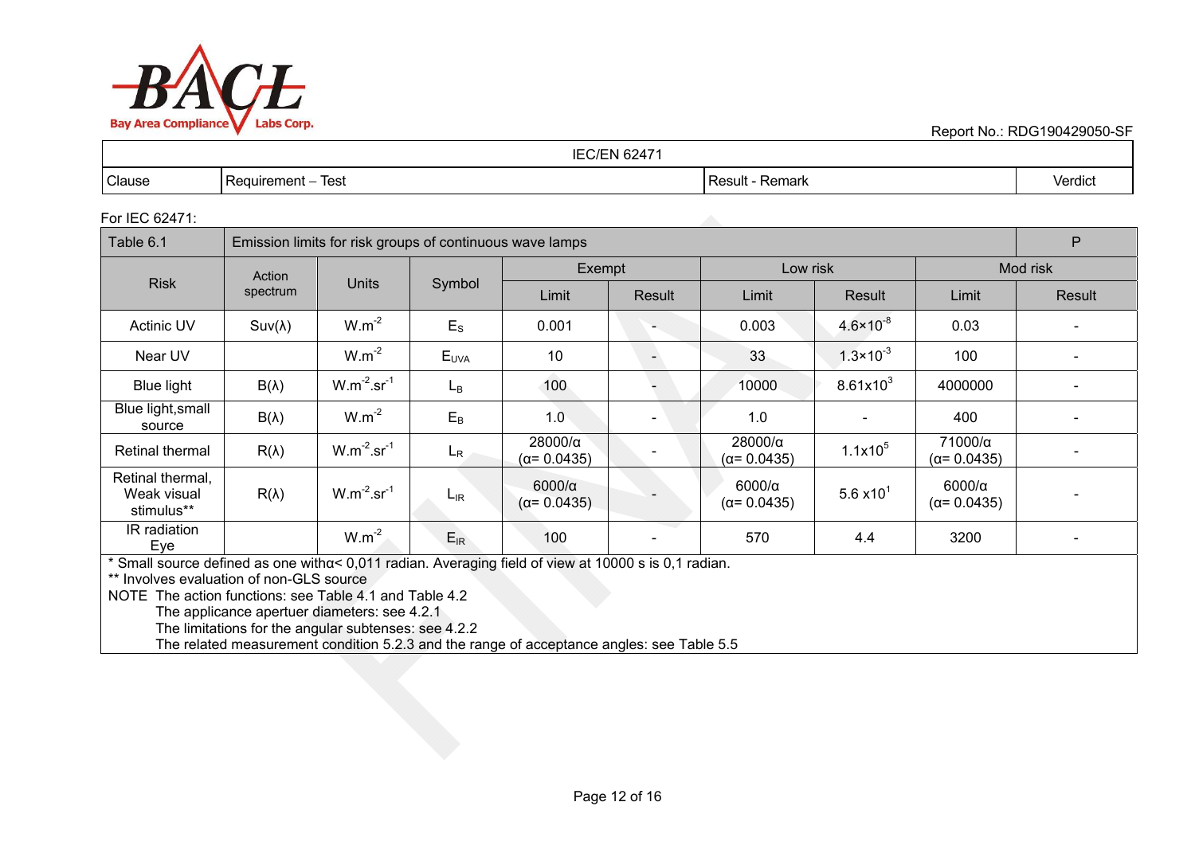| IEC/EN 62471 | | | |
|---|---|---|---|
| Clause | Requirement – Test | Result - Remark | Verdict |

For IEC 62471:

| Table 6.1 | Emission limits for risk groups of continuous wave lamps | | | | | | | | | P |
|---|---|---|---|---|---|---|---|---|---|---|
| Risk | Action spectrum | Units | Symbol | Exempt | | Low risk | | Mod risk | | |
| | | | | Limit | Result | Limit | Result | Limit | Result | |
| Actinic UV | Suv(λ) | $W.m^{-2}$ | $E_S$ | 0.001 | - | 0.003 | $4.6\times10^{-8}$ | 0.03 | - | |
| Near UV | | $W.m^{-2}$ | $E_{UVA}$ | 10 | - | 33 | $1.3\times10^{-3}$ | 100 | - | |
| Blue light | B(λ) | $W.m^{-2}.sr^{-1}$ | $L_B$ | 100 | - | 10000 | $8.61\text{x}10^{3}$ | 4000000 | - | |
| Blue light,small source | B(λ) | $W.m^{-2}$ | $E_B$ | 1.0 | - | 1.0 | - | 400 | - | |
| Retinal thermal | R(λ) | $W.m^{-2}.sr^{-1}$ | $L_R$ | 28000/α (α= 0.0435) | - | 28000/α (α= 0.0435) | $1.1\text{x}10^{5}$ | 71000/α (α= 0.0435) | - | |
| Retinal thermal, Weak visual stimulus** | R(λ) | $W.m^{-2}.sr^{-1}$ | $L_{IR}$ | 6000/α (α= 0.0435) | - | 6000/α (α= 0.0435) | $5.6\text{ x}10^{1}$ | 6000/α (α= 0.0435) | - | |
| IR radiation Eye | | $W.m^{-2}$ | $E_{IR}$ | 100 | - | 570 | 4.4 | 3200 | - | |

* Small source defined as one withα< 0,011 radian. Averaging field of view at 10000 s is 0,1 radian.
** Involves evaluation of non-GLS source
NOTE The action functions: see Table 4.1 and Table 4.2
The applicance apertuer diameters: see 4.2.1
The limitations for the angular subtenses: see 4.2.2
The related measurement condition 5.2.3 and the range of acceptance angles: see Table 5.5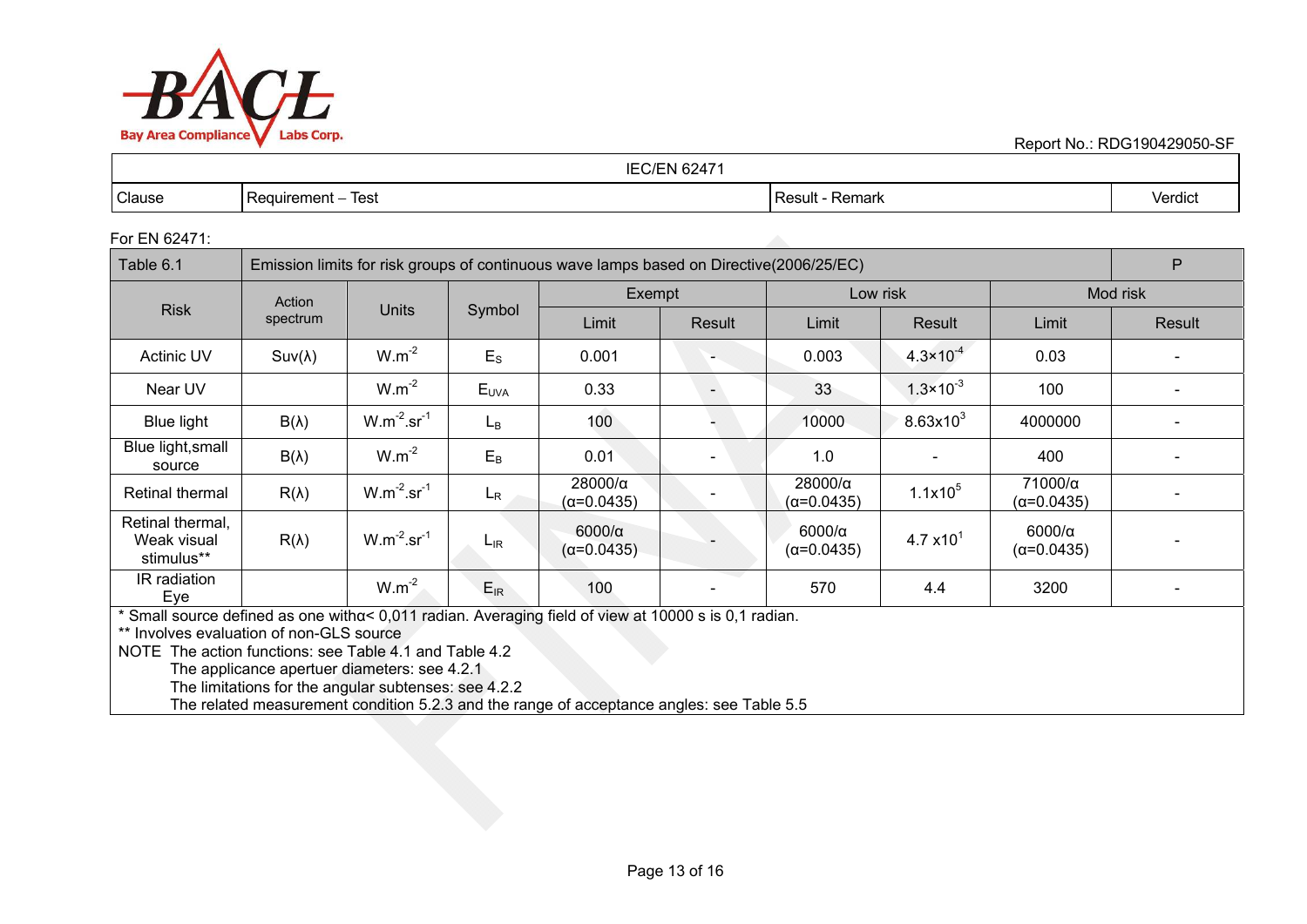| IEC/EN 62471 | | | |
|---|---|---|---|
| Clause | Requirement – Test | Result - Remark | Verdict |

For EN 62471:

| Table 6.1 | Emission limits for risk groups of continuous wave lamps based on Directive(2006/25/EC) | | | | | | | | P |
|---|---|---|---|---|---|---|---|---|---|
| Risk | Action spectrum | Units | Symbol | Exempt | | Low risk | | Mod risk | |
| | | | | Limit | Result | Limit | Result | Limit | Result |
| Actinic UV | Suv(λ) | $W.m^{-2}$ | $E_S$ | 0.001 | - | 0.003 | $4.3\times10^{-4}$ | 0.03 | - |
| Near UV | | $W.m^{-2}$ | $E_{UVA}$ | 0.33 | - | 33 | $1.3\times10^{-3}$ | 100 | - |
| Blue light | B(λ) | $W.m^{-2}.sr^{-1}$ | $L_B$ | 100 | - | 10000 | $8.63x10^{3}$ | 4000000 | - |
| Blue light,small source | B(λ) | $W.m^{-2}$ | $E_B$ | 0.01 | - | 1.0 | - | 400 | - |
| Retinal thermal | R(λ) | $W.m^{-2}.sr^{-1}$ | $L_R$ | 28000/α (α=0.0435) | - | 28000/α (α=0.0435) | $1.1x10^{5}$ | 71000/α (α=0.0435) | - |
| Retinal thermal, Weak visual stimulus** | R(λ) | $W.m^{-2}.sr^{-1}$ | $L_{IR}$ | 6000/α (α=0.0435) | - | 6000/α (α=0.0435) | $4.7\ x10^{1}$ | 6000/α (α=0.0435) | - |
| IR radiation Eye | | $W.m^{-2}$ | $E_{IR}$ | 100 | - | 570 | 4.4 | 3200 | - |

* Small source defined as one withα< 0,011 radian. Averaging field of view at 10000 s is 0,1 radian.
** Involves evaluation of non-GLS source
NOTE The action functions: see Table 4.1 and Table 4.2
The applicance apertuer diameters: see 4.2.1
The limitations for the angular subtenses: see 4.2.2
The related measurement condition 5.2.3 and the range of acceptance angles: see Table 5.5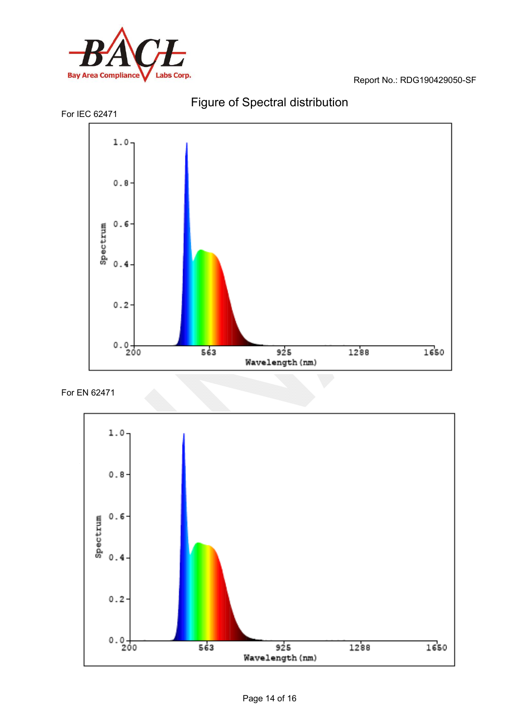## Figure of Spectral distribution

For IEC 62471

For EN 62471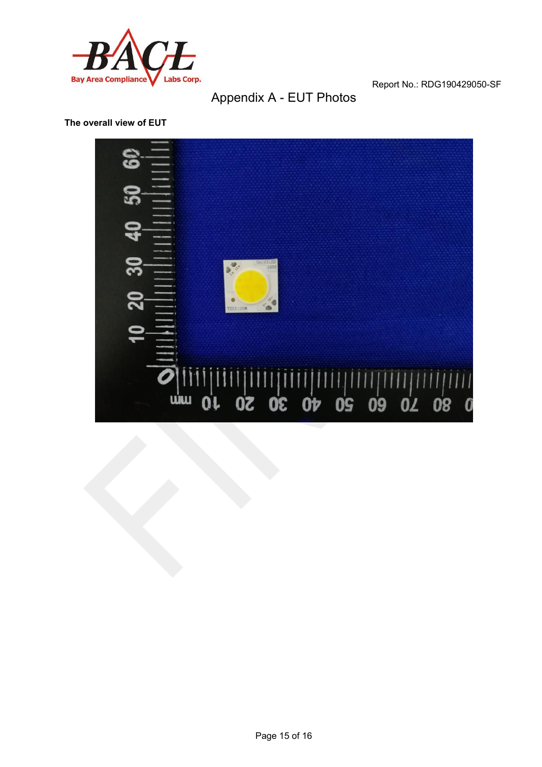# Appendix A - EUT Photos

**The overall view of EUT**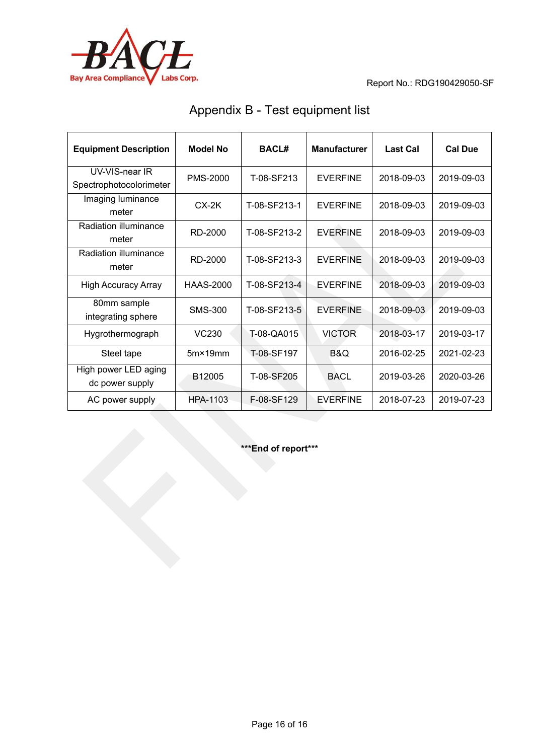# Appendix B - Test equipment list

| Equipment Description | Model No | BACL# | Manufacturer | Last Cal | Cal Due |
|---|---|---|---|---|---|
| UV-VIS-near IR Spectrophotocolorimeter | PMS-2000 | T-08-SF213 | EVERFINE | 2018-09-03 | 2019-09-03 |
| Imaging luminance meter | CX-2K | T-08-SF213-1 | EVERFINE | 2018-09-03 | 2019-09-03 |
| Radiation illuminance meter | RD-2000 | T-08-SF213-2 | EVERFINE | 2018-09-03 | 2019-09-03 |
| Radiation illuminance meter | RD-2000 | T-08-SF213-3 | EVERFINE | 2018-09-03 | 2019-09-03 |
| High Accuracy Array | HAAS-2000 | T-08-SF213-4 | EVERFINE | 2018-09-03 | 2019-09-03 |
| 80mm sample integrating sphere | SMS-300 | T-08-SF213-5 | EVERFINE | 2018-09-03 | 2019-09-03 |
| Hygrothermograph | VC230 | T-08-QA015 | VICTOR | 2018-03-17 | 2019-03-17 |
| Steel tape | 5m×19mm | T-08-SF197 | B&Q | 2016-02-25 | 2021-02-23 |
| High power LED aging dc power supply | B12005 | T-08-SF205 | BACL | 2019-03-26 | 2020-03-26 |
| AC power supply | HPA-1103 | F-08-SF129 | EVERFINE | 2018-07-23 | 2019-07-23 |

**\*\*\*End of report\*\*\***